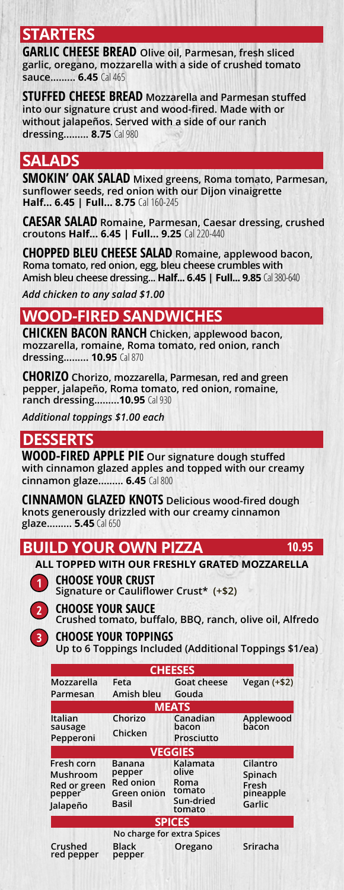## STARTERS

**GARLIC CHEESE BREAD** Olive oil, Parmesan, fresh sliced garlic, oregano, mozzarella with a side of crushed tomato sauce......... **6.45** Cal 465

**STUFFED CHEESE BREAD** Mozzarella and Parmesan stuffed into our signature crust and wood-fired. Made with or without jalapeños. Served with a side of our ranch dressing......... **8.75** Cal 980

## SALADS

**SMOKIN' OAK SALAD** Mixed greens, Roma tomato, Parmesan, sunflower seeds, red onion with our Dijon vinaigrette **Half... 6.45 | Full... 8.75** Cal 160-245

**CAESAR SALAD** Romaine, Parmesan, Caesar dressing, crushed croutons **Half... 6.45 | Full... 9.25** Cal 220-440

**CHOPPED BLEU CHEESE SALAD** Romaine, applewood bacon, Roma tomato, red onion, egg, bleu cheese crumbles with Amish bleu cheese dressing... **Half... 6.45 | Full... 9.85** Cal 380-640

*Add chicken to any salad $1.00*

## WOOD-FIRED SANDWICHES

**CHICKEN BACON RANCH** Chicken, applewood bacon, mozzarella, romaine, Roma tomato, red onion, ranch dressing......... **10.95** Cal 870

**CHORIZO** Chorizo, mozzarella, Parmesan, red and green pepper, jalapeño, Roma tomato, red onion, romaine, ranch dressing.........**10.95** Cal 930

*Additional toppings $1.00 each*

## DESSERTS

**WOOD-FIRED APPLE PIE** Our signature dough stuffed with cinnamon glazed apples and topped with our creamy cinnamon glaze......... **6.45** Cal 800

**CINNAMON GLAZED KNOTS** Delicious wood-fired dough knots generously drizzled with our creamy cinnamon glaze......... **5.45** Cal 650

## BUILD YOUR OWN PIZZA 10.95

**ALL TOPPED WITH OUR FRESHLY GRATED MOZZARELLA**

1. **CHOOSE YOUR CRUST**
   Signature or Cauliflower Crust* (+$2)
2. **CHOOSE YOUR SAUCE**
   Crushed tomato, buffalo, BBQ, ranch, olive oil, Alfredo
3. **CHOOSE YOUR TOPPINGS**
   Up to 6 Toppings Included (Additional Toppings $1/ea)

| CHEESES | | | |
|---|---|---|---|
| Mozzarella | Feta | Goat cheese | Vegan (+$2) |
| Parmesan | Amish bleu | Gouda | |
| **MEATS** | | | |
| Italian sausage | Chorizo | Canadian bacon | Applewood bacon |
| Pepperoni | Chicken | Prosciutto | |
| **VEGGIES** | | | |
| Fresh corn | Banana pepper | Kalamata olive | Cilantro |
| Mushroom | Red onion | Roma tomato | Spinach |
| Red or green pepper | Green onion | Sun-dried tomato | Fresh pineapple |
| Jalapeño | Basil | | Garlic |
| **SPICES** | | | |
| No charge for extra Spices | | | |
| Crushed red pepper | Black pepper | Oregano | Sriracha |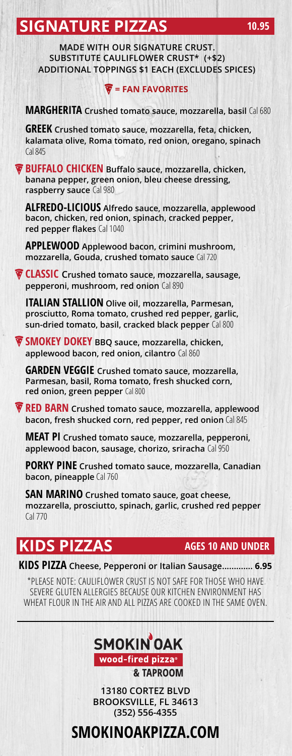## SIGNATURE PIZZAS 10.95

**MADE WITH OUR SIGNATURE CRUST.**
**SUBSTITUTE CAULIFLOWER CRUST* (+$2)**
**ADDITIONAL TOPPINGS $1 EACH (EXCLUDES SPICES)**

**= FAN FAVORITES**

**MARGHERITA** Crushed tomato sauce, mozzarella, basil Cal 680

**GREEK** Crushed tomato sauce, mozzarella, feta, chicken, kalamata olive, Roma tomato, red onion, oregano, spinach Cal 845

**BUFFALO CHICKEN** Buffalo sauce, mozzarella, chicken, banana pepper, green onion, bleu cheese dressing, raspberry sauce Cal 980

**ALFREDO-LICIOUS** Alfredo sauce, mozzarella, applewood bacon, chicken, red onion, spinach, cracked pepper, red pepper flakes Cal 1040

**APPLEWOOD** Applewood bacon, crimini mushroom, mozzarella, Gouda, crushed tomato sauce Cal 720

**CLASSIC** Crushed tomato sauce, mozzarella, sausage, pepperoni, mushroom, red onion Cal 890

**ITALIAN STALLION** Olive oil, mozzarella, Parmesan, prosciutto, Roma tomato, crushed red pepper, garlic, sun-dried tomato, basil, cracked black pepper Cal 800

**SMOKEY DOKEY** BBQ sauce, mozzarella, chicken, applewood bacon, red onion, cilantro Cal 860

**GARDEN VEGGIE** Crushed tomato sauce, mozzarella, Parmesan, basil, Roma tomato, fresh shucked corn, red onion, green pepper Cal 800

**RED BARN** Crushed tomato sauce, mozzarella, applewood bacon, fresh shucked corn, red pepper, red onion Cal 845

**MEAT PI** Crushed tomato sauce, mozzarella, pepperoni, applewood bacon, sausage, chorizo, sriracha Cal 950

**PORKY PINE** Crushed tomato sauce, mozzarella, Canadian bacon, pineapple Cal 760

**SAN MARINO** Crushed tomato sauce, goat cheese, mozzarella, prosciutto, spinach, garlic, crushed red pepper Cal 770

## KIDS PIZZAS AGES 10 AND UNDER

**KIDS PIZZA** Cheese, Pepperoni or Italian Sausage............ **6.95**

*PLEASE NOTE: CAULIFLOWER CRUST IS NOT SAFE FOR THOSE WHO HAVE SEVERE GLUTEN ALLERGIES BECAUSE OUR KITCHEN ENVIRONMENT HAS WHEAT FLOUR IN THE AIR AND ALL PIZZAS ARE COOKED IN THE SAME OVEN.

---

**SMOKIN OAK**
**wood-fired pizza® & TAPROOM**

13180 CORTEZ BLVD
BROOKSVILLE, FL 34613
(352) 556-4355

**SMOKINOAKPIZZA.COM**